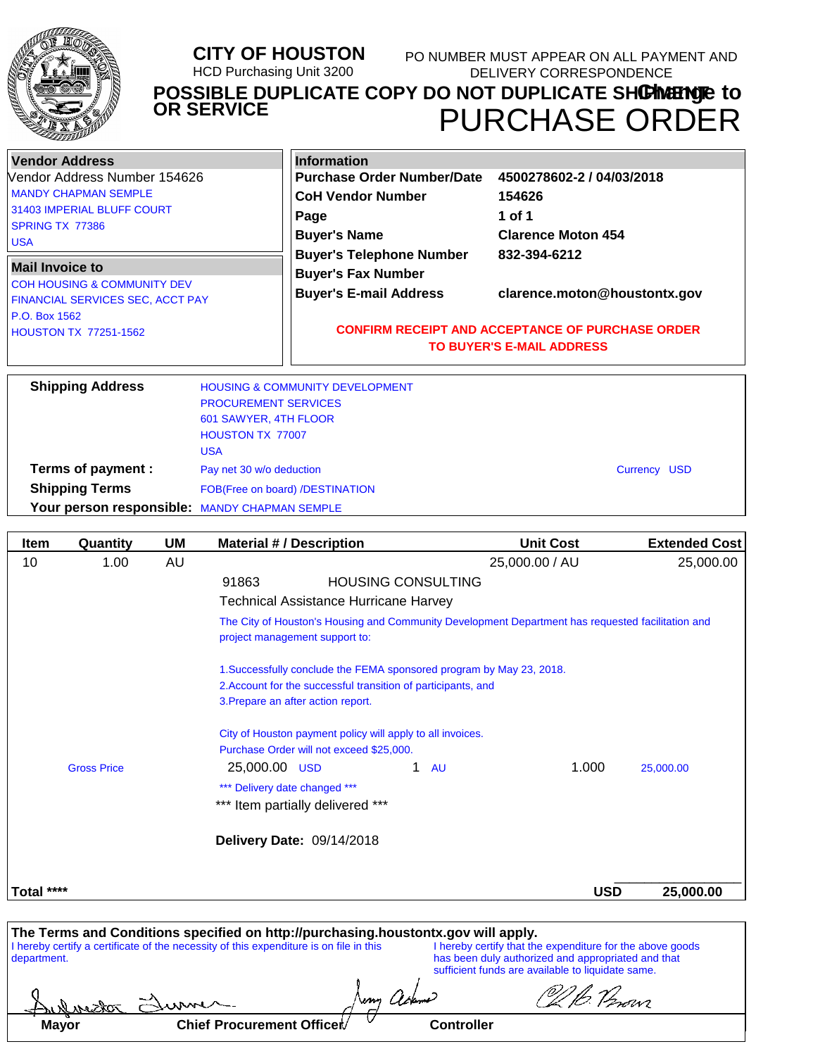# CITY OF HOUSTON

HCD Purchasing Unit 3200

PO NUMBER MUST APPEAR ON ALL PAYMENT AND DELIVERY CORRESPONDENCE

**POSSIBLE DUPLICATE COPY DO NOT DUPLICATE SHIPMENT OR SERVICE**

**Change to**

# PURCHASE ORDER

## Vendor Address

Vendor Address Number 154626

MANDY CHAPMAN SEMPLE
31403 IMPERIAL BLUFF COURT
SPRING TX 77386
USA

## Mail Invoice to

COH HOUSING & COMMUNITY DEV
FINANCIAL SERVICES SEC, ACCT PAY
P.O. Box 1562
HOUSTON TX 77251-1562

## Information

| | |
|---|---|
| **Purchase Order Number/Date** | **4500278602-2 / 04/03/2018** |
| **CoH Vendor Number** | **154626** |
| **Page** | **1 of 1** |
| **Buyer's Name** | **Clarence Moton 454** |
| **Buyer's Telephone Number** | **832-394-6212** |
| **Buyer's Fax Number** | |
| **Buyer's E-mail Address** | **clarence.moton@houstontx.gov** |

**CONFIRM RECEIPT AND ACCEPTANCE OF PURCHASE ORDER TO BUYER'S E-MAIL ADDRESS**

| | |
|---|---|
| **Shipping Address** | HOUSING & COMMUNITY DEVELOPMENT<br>PROCUREMENT SERVICES<br>601 SAWYER, 4TH FLOOR<br>HOUSTON TX 77007<br>USA |
| **Terms of payment :** | Pay net 30 w/o deduction — Currency USD |
| **Shipping Terms** | FOB(Free on board) /DESTINATION |
| **Your person responsible:** | MANDY CHAPMAN SEMPLE |

| Item | Quantity | UM | Material # / Description | Unit Cost | Extended Cost |
|---|---|---|---|---|---|
| 10 | 1.00 | AU | | 25,000.00 / AU | 25,000.00 |

91863 HOUSING CONSULTING

Technical Assistance Hurricane Harvey

The City of Houston's Housing and Community Development Department has requested facilitation and project management support to:

1.Successfully conclude the FEMA sponsored program by May 23, 2018.
2.Account for the successful transition of participants, and
3.Prepare an after action report.

City of Houston payment policy will apply to all invoices.
Purchase Order will not exceed $25,000.

Gross Price 25,000.00 USD 1 AU 1.000 25,000.00

*** Delivery date changed ***

*** Item partially delivered ***

**Delivery Date:** 09/14/2018

**Total ****** **USD** **25,000.00**

**The Terms and Conditions specified on http://purchasing.houstontx.gov will apply.**

I hereby certify a certificate of the necessity of this expenditure is on file in this department.

I hereby certify that the expenditure for the above goods has been duly authorized and appropriated and that sufficient funds are available to liquidate same.

**Mayor** **Chief Procurement Officer** **Controller**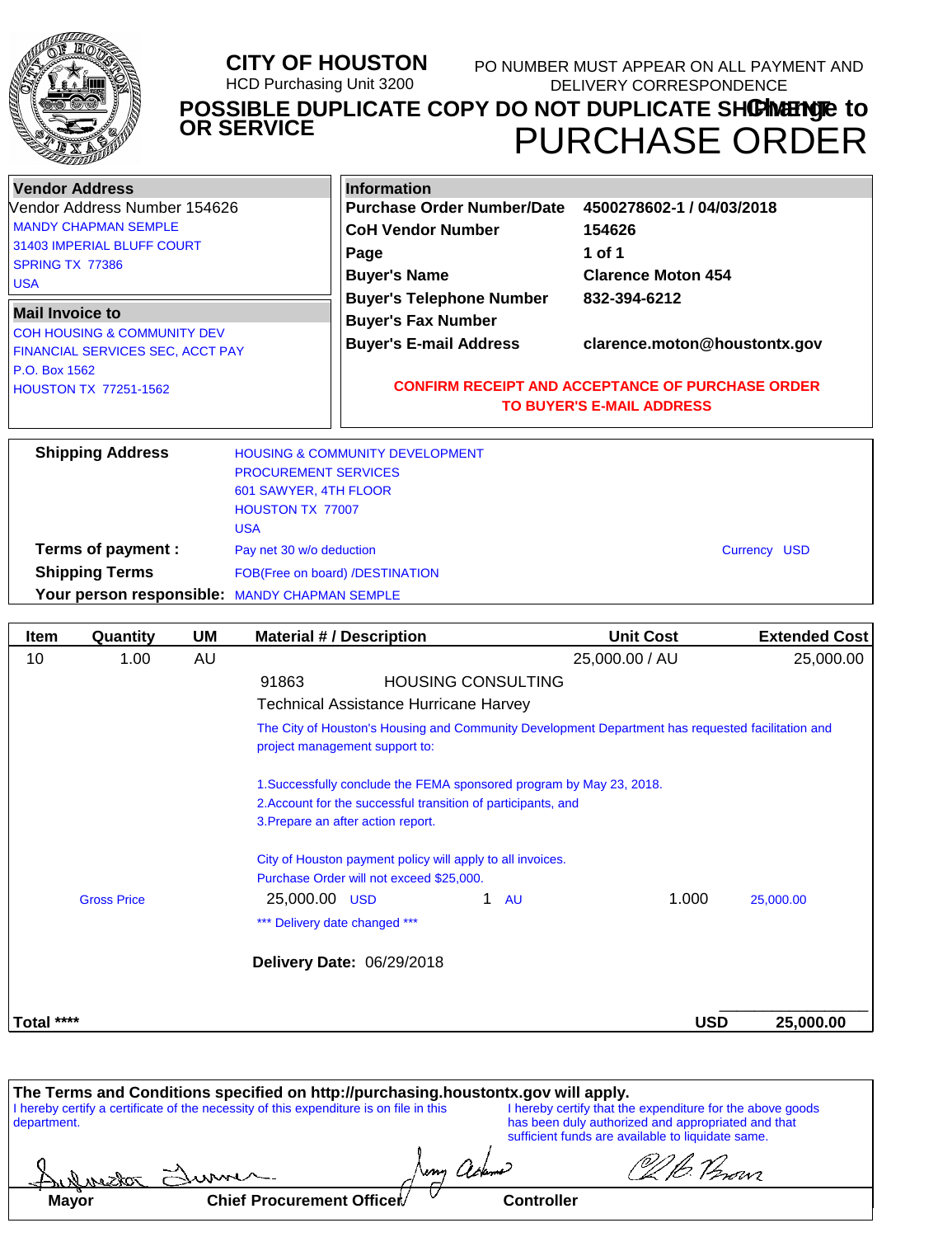# CITY OF HOUSTON

HCD Purchasing Unit 3200

PO NUMBER MUST APPEAR ON ALL PAYMENT AND DELIVERY CORRESPONDENCE

**POSSIBLE DUPLICATE COPY DO NOT DUPLICATE SHIPMENT OR SERVICE**

**Change to**

# PURCHASE ORDER

| Vendor Address | |
|---|---|
| Vendor Address Number 154626 | |
| MANDY CHAPMAN SEMPLE | |
| 31403 IMPERIAL BLUFF COURT | |
| SPRING TX 77386 | |
| USA | |

**Mail Invoice to**

COH HOUSING & COMMUNITY DEV
FINANCIAL SERVICES SEC, ACCT PAY
P.O. Box 1562
HOUSTON TX 77251-1562

| Information | |
|---|---|
| **Purchase Order Number/Date** | **4500278602-1 / 04/03/2018** |
| **CoH Vendor Number** | **154626** |
| **Page** | **1 of 1** |
| **Buyer's Name** | **Clarence Moton 454** |
| **Buyer's Telephone Number** | **832-394-6212** |
| **Buyer's Fax Number** | |
| **Buyer's E-mail Address** | **clarence.moton@houstontx.gov** |

**CONFIRM RECEIPT AND ACCEPTANCE OF PURCHASE ORDER TO BUYER'S E-MAIL ADDRESS**

**Shipping Address**: HOUSING & COMMUNITY DEVELOPMENT
PROCUREMENT SERVICES
601 SAWYER, 4TH FLOOR
HOUSTON TX 77007
USA

**Terms of payment :** Pay net 30 w/o deduction — Currency USD

**Shipping Terms** FOB(Free on board) /DESTINATION

**Your person responsible:** MANDY CHAPMAN SEMPLE

| Item | Quantity | UM | Material # / Description | Unit Cost | Extended Cost |
|---|---|---|---|---|---|
| 10 | 1.00 | AU | | 25,000.00 / AU | 25,000.00 |

91863 HOUSING CONSULTING

Technical Assistance Hurricane Harvey

The City of Houston's Housing and Community Development Department has requested facilitation and project management support to:

1.Successfully conclude the FEMA sponsored program by May 23, 2018.
2.Account for the successful transition of participants, and
3.Prepare an after action report.

City of Houston payment policy will apply to all invoices.
Purchase Order will not exceed $25,000.

Gross Price 25,000.00 USD 1 AU 1.000 25,000.00

*** Delivery date changed ***

**Delivery Date:** 06/29/2018

**Total ****** **USD 25,000.00**

**The Terms and Conditions specified on http://purchasing.houstontx.gov will apply.**

I hereby certify a certificate of the necessity of this expenditure is on file in this department.

I hereby certify that the expenditure for the above goods has been duly authorized and appropriated and that sufficient funds are available to liquidate same.

| Mayor | Chief Procurement Officer | Controller |
|---|---|---|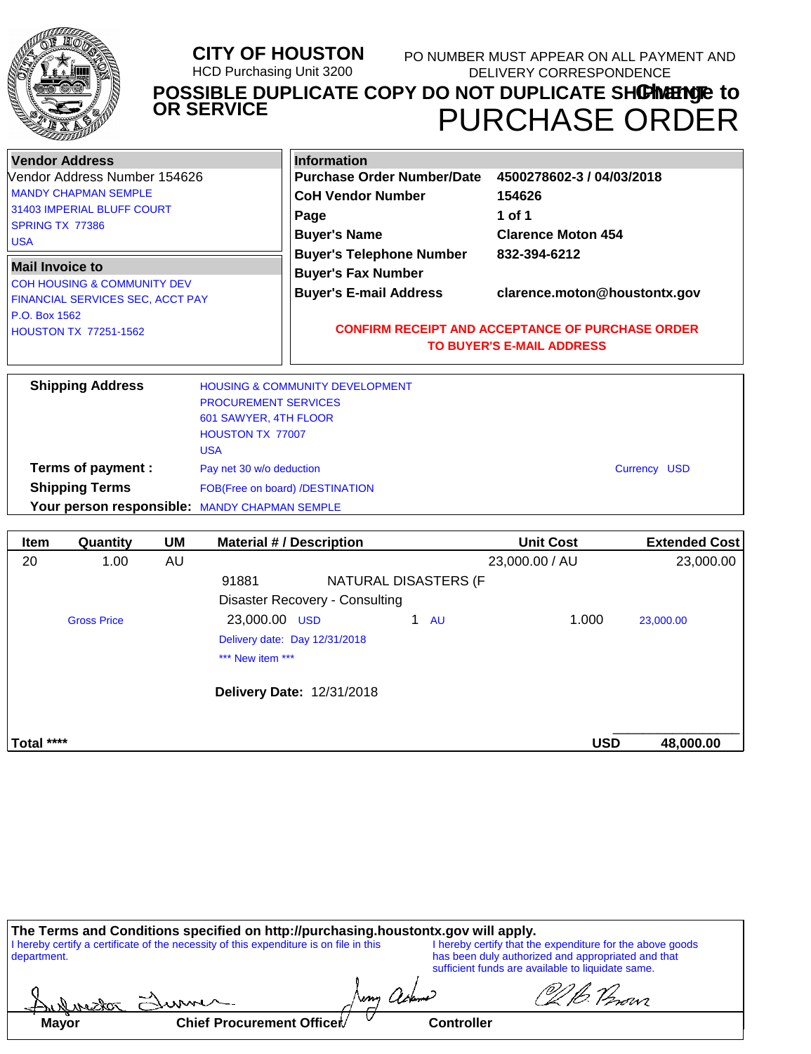# CITY OF HOUSTON

HCD Purchasing Unit 3200

PO NUMBER MUST APPEAR ON ALL PAYMENT AND DELIVERY CORRESPONDENCE

**POSSIBLE DUPLICATE COPY DO NOT DUPLICATE SHIPMENT OR SERVICE**

**Change to**

# PURCHASE ORDER

| **Vendor Address** | |
|---|---|
| Vendor Address Number 154626 | |
| MANDY CHAPMAN SEMPLE | |
| 31403 IMPERIAL BLUFF COURT | |
| SPRING TX 77386 | |
| USA | |

**Mail Invoice to**

COH HOUSING & COMMUNITY DEV
FINANCIAL SERVICES SEC, ACCT PAY
P.O. Box 1562
HOUSTON TX 77251-1562

| **Information** | |
|---|---|
| **Purchase Order Number/Date** | **4500278602-3 / 04/03/2018** |
| **CoH Vendor Number** | **154626** |
| **Page** | **1 of 1** |
| **Buyer's Name** | **Clarence Moton 454** |
| **Buyer's Telephone Number** | **832-394-6212** |
| **Buyer's Fax Number** | |
| **Buyer's E-mail Address** | **clarence.moton@houstontx.gov** |

**CONFIRM RECEIPT AND ACCEPTANCE OF PURCHASE ORDER TO BUYER'S E-MAIL ADDRESS**

| | |
|---|---|
| **Shipping Address** | HOUSING & COMMUNITY DEVELOPMENT<br>PROCUREMENT SERVICES<br>601 SAWYER, 4TH FLOOR<br>HOUSTON TX 77007<br>USA |
| **Terms of payment :** | Pay net 30 w/o deduction — Currency USD |
| **Shipping Terms** | FOB(Free on board) /DESTINATION |
| **Your person responsible:** | MANDY CHAPMAN SEMPLE |

| Item | Quantity | UM | Material # / Description | | | Unit Cost | Extended Cost |
|---|---|---|---|---|---|---|---|
| 20 | 1.00 | AU | | | | 23,000.00 / AU | 23,000.00 |
| | | | 91881 | NATURAL DISASTERS (F | | | |
| | | | Disaster Recovery - Consulting | | | | |
| | Gross Price | | 23,000.00 USD | 1 | AU | 1.000 | 23,000.00 |
| | | | Delivery date: Day 12/31/2018 | | | | |
| | | | *** New item *** | | | | |
| | | | **Delivery Date:** 12/31/2018 | | | | |
| **Total ****** | | | | | | **USD** | **48,000.00** |

**The Terms and Conditions specified on http://purchasing.houstontx.gov will apply.**

I hereby certify a certificate of the necessity of this expenditure is on file in this department.

I hereby certify that the expenditure for the above goods has been duly authorized and appropriated and that sufficient funds are available to liquidate same.

| **Mayor** | **Chief Procurement Officer** | **Controller** |
|---|---|---|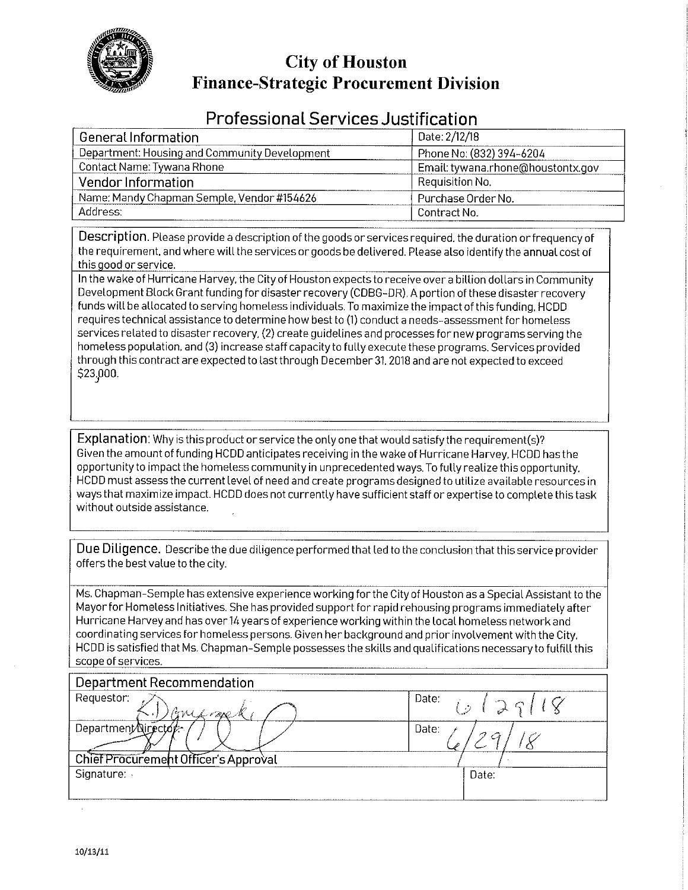# City of Houston
## Finance-Strategic Procurement Division

## Professional Services Justification

| General Information | Date: 2/12/18 |
|---|---|
| Department: Housing and Community Development | Phone No: (832) 394-6204 |
| Contact Name: Tywana Rhone | Email: tywana.rhone@houstontx.gov |
| **Vendor Information** | Requisition No. |
| Name: Mandy Chapman Semple, Vendor #154626 | Purchase Order No. |
| Address: | Contract No. |

**Description.** Please provide a description of the goods or services required, the duration or frequency of the requirement, and where will the services or goods be delivered. Please also identify the annual cost of this good or service.

In the wake of Hurricane Harvey, the City of Houston expects to receive over a billion dollars in Community Development Block Grant funding for disaster recovery (CDBG-DR). A portion of these disaster recovery funds will be allocated to serving homeless individuals. To maximize the impact of this funding, HCDD requires technical assistance to determine how best to (1) conduct a needs-assessment for homeless services related to disaster recovery, (2) create guidelines and processes for new programs serving the homeless population, and (3) increase staff capacity to fully execute these programs. Services provided through this contract are expected to last through December 31, 2018 and are not expected to exceed $23,000.

**Explanation:** Why is this product or service the only one that would satisfy the requirement(s)?

Given the amount of funding HCDD anticipates receiving in the wake of Hurricane Harvey, HCDD has the opportunity to impact the homeless community in unprecedented ways. To fully realize this opportunity, HCDD must assess the current level of need and create programs designed to utilize available resources in ways that maximize impact. HCDD does not currently have sufficient staff or expertise to complete this task without outside assistance.

**Due Diligence.** Describe the due diligence performed that led to the conclusion that this service provider offers the best value to the city.

Ms. Chapman-Semple has extensive experience working for the City of Houston as a Special Assistant to the Mayor for Homeless Initiatives. She has provided support for rapid rehousing programs immediately after Hurricane Harvey and has over 14 years of experience working within the local homeless network and coordinating services for homeless persons. Given her background and prior involvement with the City, HCDD is satisfied that Ms. Chapman-Semple possesses the skills and qualifications necessary to fulfill this scope of services.

| Department Recommendation | |
|---|---|
| Requestor: [signature] | Date: 6/29/18 |
| Department Director: [signature] | Date: 6/29/18 |
| **Chief Procurement Officer's Approval** | |
| Signature: | Date: |

10/13/11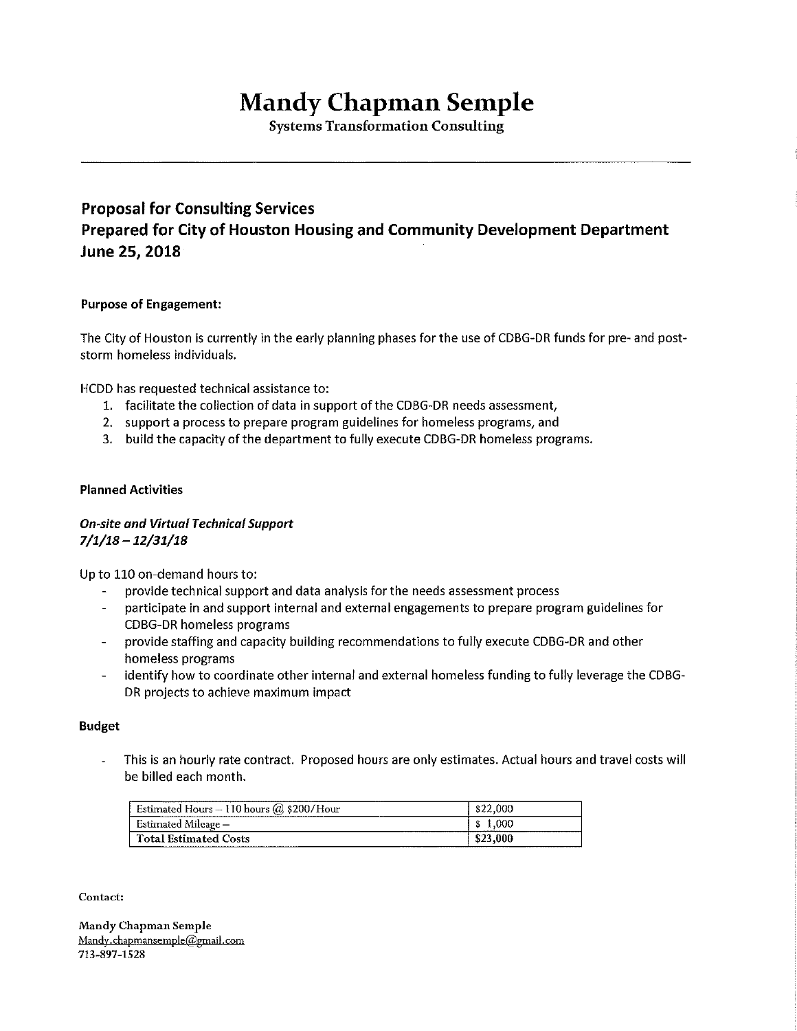# Mandy Chapman Semple

Systems Transformation Consulting

---

## Proposal for Consulting Services
## Prepared for City of Houston Housing and Community Development Department
## June 25, 2018

**Purpose of Engagement:**

The City of Houston is currently in the early planning phases for the use of CDBG-DR funds for pre- and post-storm homeless individuals.

HCDD has requested technical assistance to:

1. facilitate the collection of data in support of the CDBG-DR needs assessment,
2. support a process to prepare program guidelines for homeless programs, and
3. build the capacity of the department to fully execute CDBG-DR homeless programs.

**Planned Activities**

***On-site and Virtual Technical Support***
***7/1/18 – 12/31/18***

Up to 110 on-demand hours to:

- provide technical support and data analysis for the needs assessment process
- participate in and support internal and external engagements to prepare program guidelines for CDBG-DR homeless programs
- provide staffing and capacity building recommendations to fully execute CDBG-DR and other homeless programs
- identify how to coordinate other internal and external homeless funding to fully leverage the CDBG-DR projects to achieve maximum impact

**Budget**

- This is an hourly rate contract. Proposed hours are only estimates. Actual hours and travel costs will be billed each month.

| Item | Amount |
|---|---|
| Estimated Hours – 110 hours @ $200/Hour | $22,000 |
| Estimated Mileage – | $ 1,000 |
| **Total Estimated Costs** | **$23,000** |

**Contact:**

**Mandy Chapman Semple**
Mandy.chapmansemple@gmail.com
713-897-1528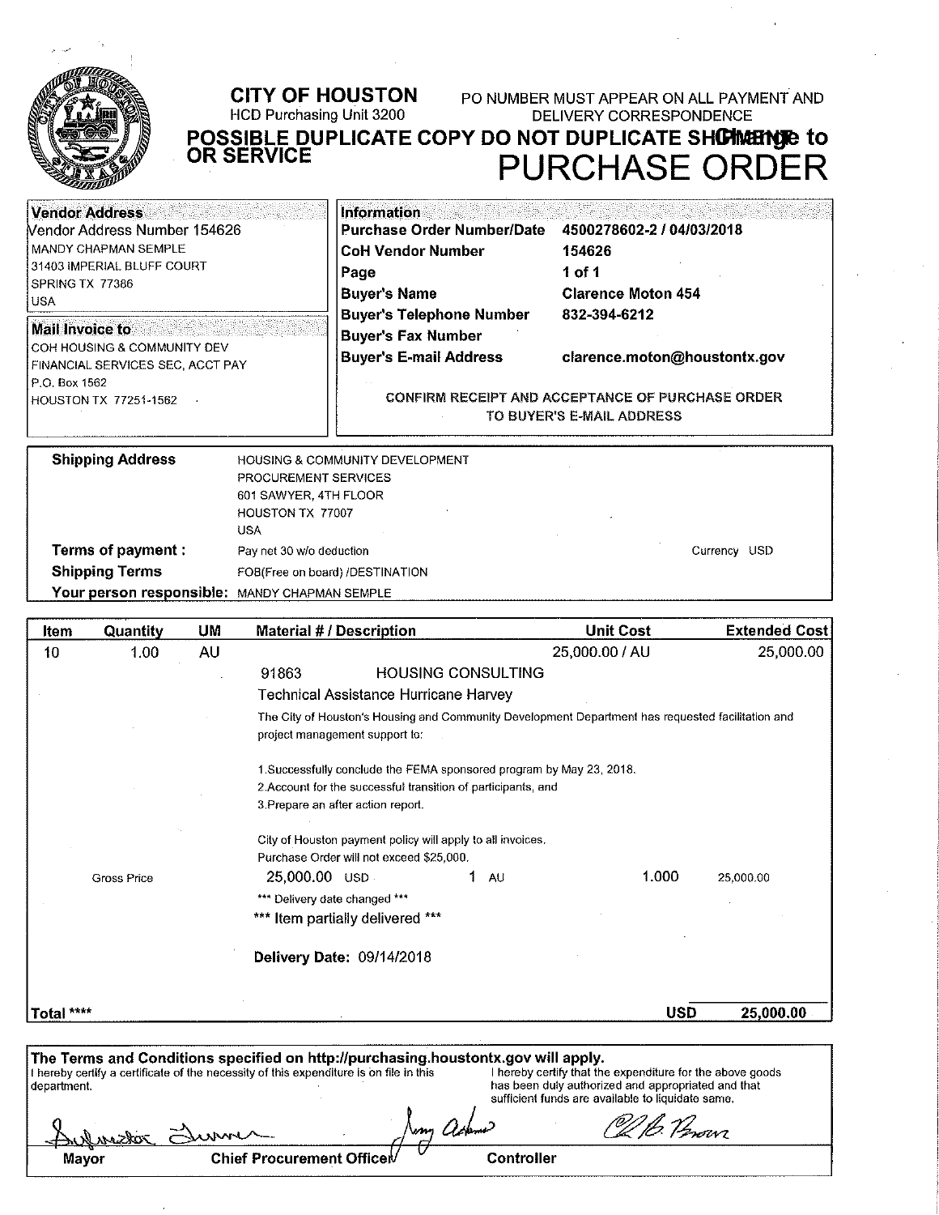# CITY OF HOUSTON

HCD Purchasing Unit 3200

PO NUMBER MUST APPEAR ON ALL PAYMENT AND DELIVERY CORRESPONDENCE

**POSSIBLE DUPLICATE COPY DO NOT DUPLICATE SHIPMENT OR SERVICE**

**Change to**

# PURCHASE ORDER

| **Vendor Address** | **Information** | |
|---|---|---|
| Vendor Address Number 154626 | **Purchase Order Number/Date** | **4500278602-2 / 04/03/2018** |
| MANDY CHAPMAN SEMPLE | **CoH Vendor Number** | **154626** |
| 31403 IMPERIAL BLUFF COURT | **Page** | **1 of 1** |
| SPRING TX 77386 | **Buyer's Name** | **Clarence Moton 454** |
| USA | **Buyer's Telephone Number** | **832-394-6212** |
| **Mail Invoice to** | **Buyer's Fax Number** | |
| COH HOUSING & COMMUNITY DEV | **Buyer's E-mail Address** | **clarence.moton@houstontx.gov** |
| FINANCIAL SERVICES SEC, ACCT PAY | | |
| P.O. Box 1562 | CONFIRM RECEIPT AND ACCEPTANCE OF PURCHASE ORDER TO BUYER'S E-MAIL ADDRESS | |
| HOUSTON TX 77251-1562 | | |

**Shipping Address**
HOUSING & COMMUNITY DEVELOPMENT
PROCUREMENT SERVICES
601 SAWYER, 4TH FLOOR
HOUSTON TX 77007
USA

**Terms of payment :** Pay net 30 w/o deduction — Currency USD

**Shipping Terms** FOB(Free on board) /DESTINATION

**Your person responsible:** MANDY CHAPMAN SEMPLE

| Item | Quantity | UM | Material # / Description | Unit Cost | Extended Cost |
|---|---|---|---|---|---|
| 10 | 1.00 | AU | | 25,000.00 / AU | 25,000.00 |
| | | | 91863 HOUSING CONSULTING | | |
| | | | Technical Assistance Hurricane Harvey | | |

The City of Houston's Housing and Community Development Department has requested facilitation and project management support to:

1. Successfully conclude the FEMA sponsored program by May 23, 2018.
2. Account for the successful transition of participants, and
3. Prepare an after action report.

City of Houston payment policy will apply to all invoices.
Purchase Order will not exceed $25,000.

Gross Price — 25,000.00 USD — 1 AU — 1.000 — 25,000.00

*** Delivery date changed ***

*** Item partially delivered ***

**Delivery Date:** 09/14/2018

**Total \*\*\*\*** — **USD 25,000.00**

**The Terms and Conditions specified on http://purchasing.houstontx.gov will apply.**

I hereby certify a certificate of the necessity of this expenditure is on file in this department.

I hereby certify that the expenditure for the above goods has been duly authorized and appropriated and that sufficient funds are available to liquidate same.

| Mayor | Chief Procurement Officer | Controller |
|---|---|---|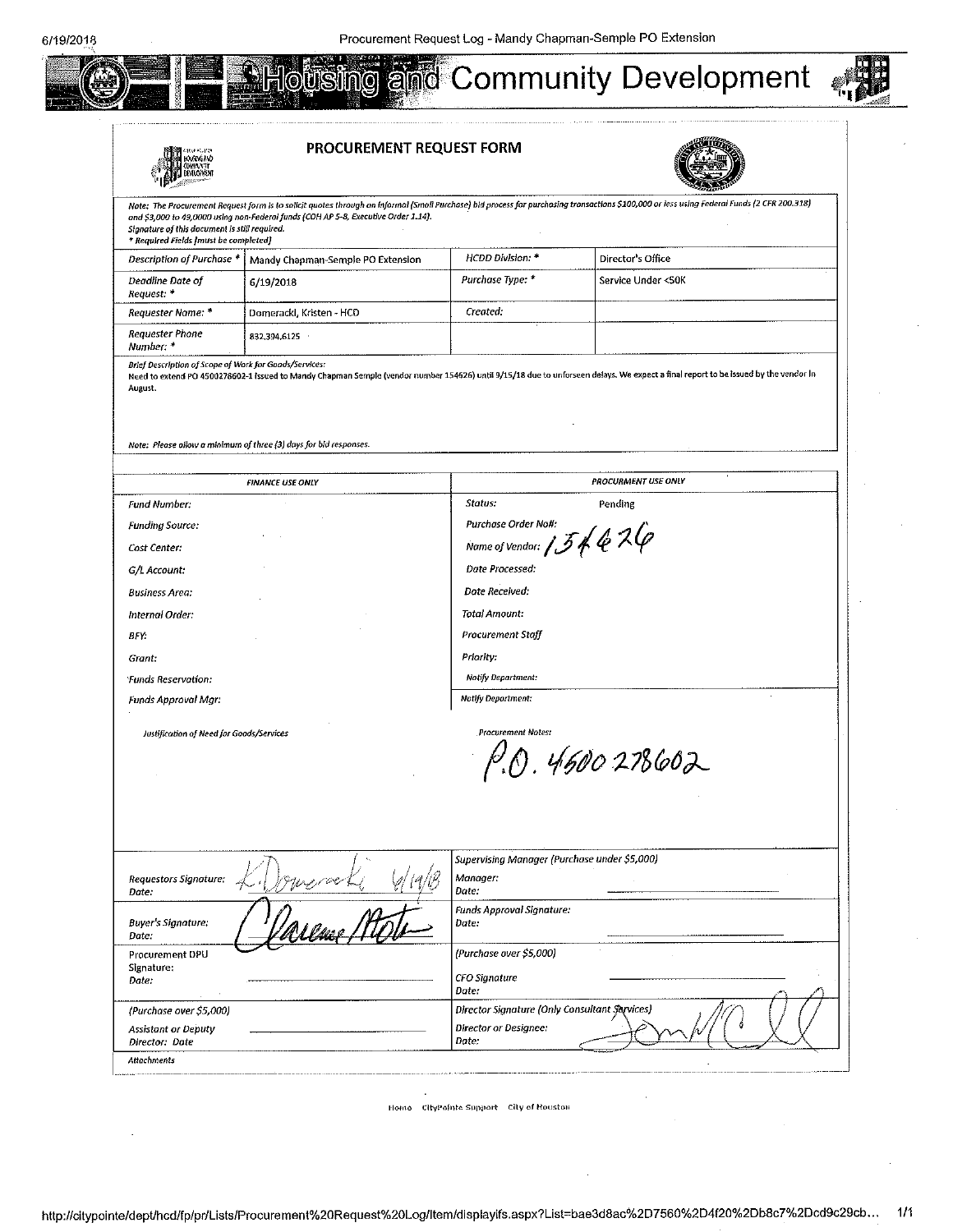# Housing and Community Development

## PROCUREMENT REQUEST FORM

*Note: The Procurement Request form is to solicit quotes through an informal (Small Purchase) bid process for purchasing transactions $100,000 or less using Federal Funds (2 CFR 200.318) and $3,000 to 49,0000 using non-Federal funds (COH AP 5-8, Executive Order 1.14). Signature of this document is still required.*
*\* Required Fields [must be completed]*

| | | | |
|---|---|---|---|
| *Description of Purchase \** | Mandy Chapman-Semple PO Extension | *HCDD Division: \** | Director's Office |
| *Deadline Date of Request: \** | 6/19/2018 | *Purchase Type: \** | Service Under <50K |
| *Requester Name: \** | Domeracki, Kristen - HCD | *Created:* | |
| *Requester Phone Number: \** | 832.394.6125 | | |

*Brief Description of Scope of Work for Goods/Services:*
Need to extend PO 4500278602-1 issued to Mandy Chapman Semple (vendor number 154626) until 9/15/18 due to unforseen delays. We expect a final report to be issued by the vendor in August.

*Note: Please allow a minimum of three (3) days for bid responses.*

| FINANCE USE ONLY | PROCURMENT USE ONLY |
|---|---|
| *Fund Number:* | *Status:* Pending |
| *Funding Source:* | *Purchase Order No#:* |
| *Cost Center:* | *Name of Vendor:* 154626 |
| *G/L Account:* | *Date Processed:* |
| *Business Area:* | *Date Received:* |
| *Internal Order:* | *Total Amount:* |
| *BFY:* | *Procurement Staff* |
| *Grant:* | *Priority:* |
| *Funds Reservation:* | *Notify Department:* |
| *Funds Approval Mgr:* | *Notify Department:* |
| *Justification of Need for Goods/Services* | *Procurement Notes:* P.O. 4500278602 |

| | |
|---|---|
| *Requestors Signature: Date:* K. Domeracki 6/19/18 | *Supervising Manager (Purchase under $5,000)* *Manager: Date:* |
| *Buyer's Signature: Date:* [signature] | *Funds Approval Signature: Date:* |
| Procurement DPU Signature: *Date:* | *(Purchase over $5,000)* *CFO Signature Date:* |
| *(Purchase over $5,000)* *Assistant or Deputy Director: Date* | *Director Signature (Only Consultant Services)* *Director or Designee: Date:* [signature] |

*Attachments*

Home CityPointe Support City of Houston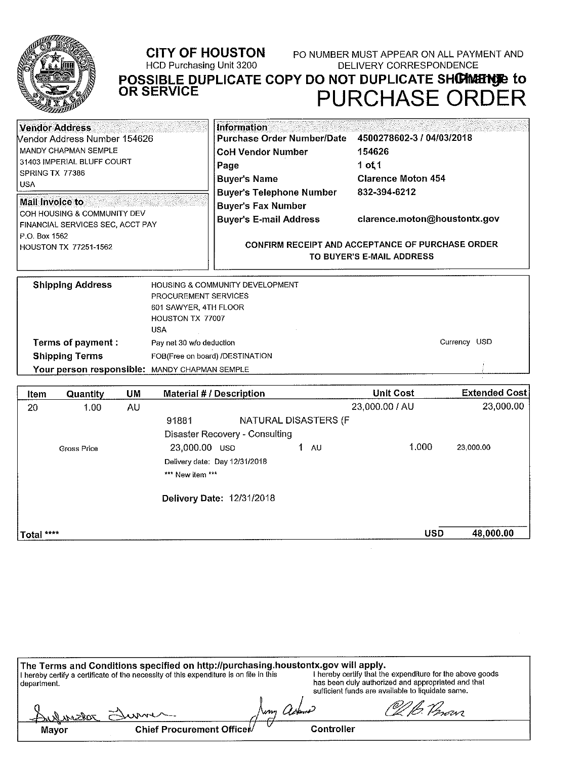**CITY OF HOUSTON**
HCD Purchasing Unit 3200

PO NUMBER MUST APPEAR ON ALL PAYMENT AND DELIVERY CORRESPONDENCE

**POSSIBLE DUPLICATE COPY DO NOT DUPLICATE SHIPMENT OR SERVICE**

# Change to PURCHASE ORDER

| Vendor Address | Information | |
|---|---|---|
| Vendor Address Number 154626 | Purchase Order Number/Date | 4500278602-3 / 04/03/2018 |
| MANDY CHAPMAN SEMPLE | CoH Vendor Number | 154626 |
| 31403 IMPERIAL BLUFF COURT | Page | 1 of 1 |
| SPRING TX 77386 | Buyer's Name | Clarence Moton 454 |
| USA | Buyer's Telephone Number | 832-394-6212 |
| | Buyer's Fax Number | |
| | Buyer's E-mail Address | clarence.moton@houstontx.gov |

**Mail Invoice to**
COH HOUSING & COMMUNITY DEV
FINANCIAL SERVICES SEC, ACCT PAY
P.O. Box 1562
HOUSTON TX 77251-1562

**CONFIRM RECEIPT AND ACCEPTANCE OF PURCHASE ORDER TO BUYER'S E-MAIL ADDRESS**

**Shipping Address** HOUSING & COMMUNITY DEVELOPMENT
PROCUREMENT SERVICES
601 SAWYER, 4TH FLOOR
HOUSTON TX 77007
USA

**Terms of payment :** Pay net 30 w/o deduction — Currency USD
**Shipping Terms** FOB(Free on board) /DESTINATION
**Your person responsible:** MANDY CHAPMAN SEMPLE

| Item | Quantity | UM | Material # / Description | | Unit Cost | Extended Cost |
|---|---|---|---|---|---|---|
| 20 | 1.00 | AU | | | 23,000.00 / AU | 23,000.00 |
| | | | 91881 | NATURAL DISASTERS (F | | |
| | | | Disaster Recovery - Consulting | | | |
| | Gross Price | | 23,000.00 USD | 1 AU | 1.000 | 23,000.00 |
| | | | Delivery date: Day 12/31/2018 | | | |
| | | | *** New item *** | | | |
| | | | **Delivery Date:** 12/31/2018 | | | |
| **Total** **** | | | | | USD | **48,000.00** |

**The Terms and Conditions specified on http://purchasing.houstontx.gov will apply.**

I hereby certify a certificate of the necessity of this expenditure is on file in this department.

I hereby certify that the expenditure for the above goods has been duly authorized and appropriated and that sufficient funds are available to liquidate same.

| Mayor | Chief Procurement Officer | Controller |
|---|---|---|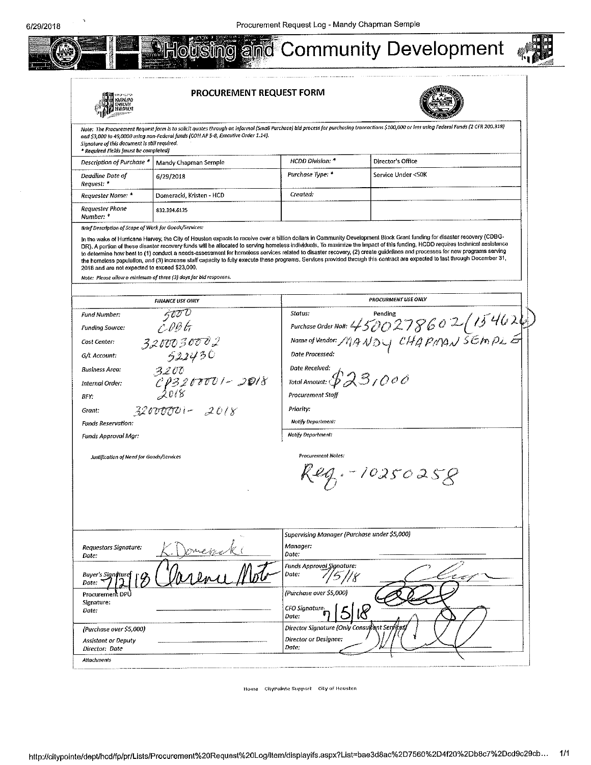# Housing and Community Development

## PROCUREMENT REQUEST FORM

*Note: The Procurement Request form is to solicit quotes through an informal (Small Purchase) bid process for purchasing transactions $100,000 or less using Federal Funds (2 CFR 200.318) and $3,000 to 49,0000 using non-Federal funds (COH AP 5-8, Executive Order 1.14). Signature of this document is still required.*
*\* Required Fields (must be completed)*

| | | | |
|---|---|---|---|
| Description of Purchase: * | Mandy Chapman Semple | HCDD Division: * | Director's Office |
| Deadline Date of Request: * | 6/29/2018 | Purchase Type: * | Service Under <50K |
| Requester Name: * | Domeracki, Kristen - HCD | Created: | |
| Requester Phone Number: * | 832.394.6125 | | |

*Brief Description of Scope of Work for Goods/Services:*

In the wake of Hurricane Harvey, the City of Houston expects to receive over a billion dollars in Community Development Block Grant funding for disaster recovery (CDBG-DR). A portion of these disaster recovery funds will be allocated to serving homeless individuals. To maximize the impact of this funding, HCDD requires technical assistance to determine how best to (1) conduct a needs-assessment for homeless services related to disaster recovery, (2) create guidelines and processes for new programs serving the homeless population, and (3) increase staff capacity to fully execute these programs. Services provided through this contract are expected to last through December 31, 2018 and are not expected to exceed $23,000.

*Note: Please allow a minimum of three (3) days for bid responses.*

| FINANCE USE ONLY | | PROCURMENT USE ONLY | |
|---|---|---|---|
| Fund Number: | 5000 | Status: | Pending |
| Funding Source: | CDBG | Purchase Order No#: | 4500278602 (154626) |
| Cost Center: | 3200030002 | Name of Vendor: | MANDY CHAPMAN SEMPLE |
| G/L Account: | 522430 | Date Processed: | |
| Business Area: | 3200 | Date Received: | |
| Internal Order: | CP32000001-2018 | Total Amount: | $23,000 |
| BFY: | 2018 | Procurement Staff | |
| Grant: | 32000001-2018 | Priority: | |
| Funds Reservation: | | Notify Department: | |
| Funds Approval Mgr: | | Notify Department: | |

*Justification of Need for Goods/Services*

*Procurement Notes:* Req. - 10250258

| | |
|---|---|
| Requestors Signature: K. Domeracki<br>Date: | Supervising Manager (Purchase under $5,000)<br>Manager:<br>Date: |
| Buyer's Signature: Clarence Moto<br>Date: 7/2/18 | Funds Approval Signature: [signature]<br>Date: 7/5/18 |
| Procurement DPU Signature:<br>Date: | (Purchase over $5,000)<br>CFO Signature: [signature]<br>Date: 7/5/18 |
| (Purchase over $5,000)<br>Assistant or Deputy Director: Date | Director Signature (Only Consultant Services)<br>Director or Designee: [signature]<br>Date: |

*Attachments*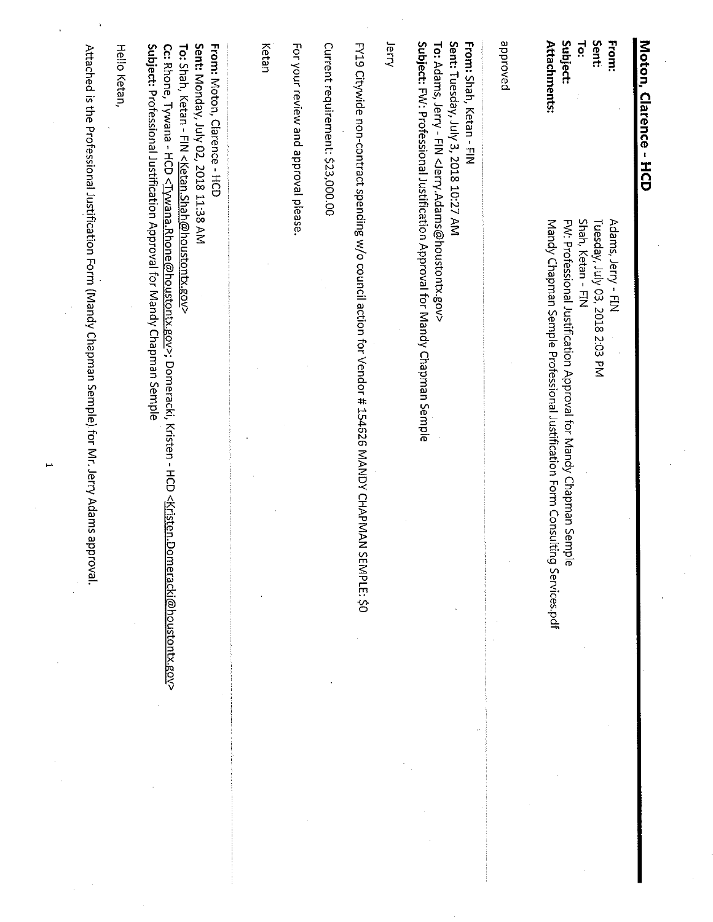**Moton, Clarence - HCD**

**From:** Adams, Jerry - FIN
**Sent:** Tuesday, July 03, 2018 2:03 PM
**To:** Shah, Ketan - FIN
**Subject:** FW: Professional Justification Approval for Mandy Chapman Semple
**Attachments:** Mandy Chapman Semple Professional Justification Form Consulting Services.pdf

approved

**From:** Shah, Ketan - FIN
**Sent:** Tuesday, July 3, 2018 10:27 AM
**To:** Adams, Jerry - FIN <Jerry.Adams@houstontx.gov>
**Subject:** FW: Professional Justification Approval for Mandy Chapman Semple

Jerry

FY19 Citywide non-contract spending w/o council action for Vendor # 154626 MANDY CHAPMAN SEMPLE: $0

Current requirement: $23,000.00

For your review and approval please.

Ketan

**From:** Moton, Clarence - HCD
**Sent:** Monday, July 02, 2018 11:38 AM
**To:** Shah, Ketan - FIN <Ketan.Shah@houstontx.gov>
**Cc:** Rhone, Tywana - HCD <Tywana.Rhone@houstontx.gov>; Domeracki, Kristen - HCD <Kristen.Domeracki@houstontx.gov>
**Subject:** Professional Justification Approval for Mandy Chapman Semple

Hello Ketan,

Attached is the Professional Justification Form (Mandy Chapman Semple) for Mr. Jerry Adams approval.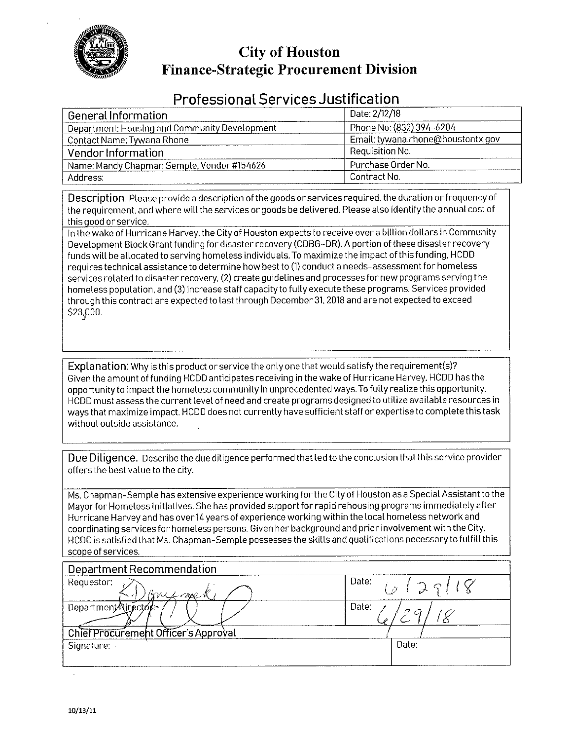# City of Houston
# Finance-Strategic Procurement Division

## Professional Services Justification

| General Information | Date: 2/12/18 |
|---|---|
| Department: Housing and Community Development | Phone No: (832) 394-6204 |
| Contact Name: Tywana Rhone | Email: tywana.rhone@houstontx.gov |
| **Vendor Information** | Requisition No. |
| Name: Mandy Chapman Semple, Vendor #154626 | Purchase Order No. |
| Address: | Contract No. |

**Description.** Please provide a description of the goods or services required, the duration or frequency of the requirement, and where will the services or goods be delivered. Please also identify the annual cost of this good or service.

In the wake of Hurricane Harvey, the City of Houston expects to receive over a billion dollars in Community Development Block Grant funding for disaster recovery (CDBG-DR). A portion of these disaster recovery funds will be allocated to serving homeless individuals. To maximize the impact of this funding, HCDD requires technical assistance to determine how best to (1) conduct a needs-assessment for homeless services related to disaster recovery, (2) create guidelines and processes for new programs serving the homeless population, and (3) increase staff capacity to fully execute these programs. Services provided through this contract are expected to last through December 31, 2018 and are not expected to exceed $23,000.

**Explanation:** Why is this product or service the only one that would satisfy the requirement(s)?
Given the amount of funding HCDD anticipates receiving in the wake of Hurricane Harvey, HCDD has the opportunity to impact the homeless community in unprecedented ways. To fully realize this opportunity, HCDD must assess the current level of need and create programs designed to utilize available resources in ways that maximize impact. HCDD does not currently have sufficient staff or expertise to complete this task without outside assistance.

**Due Diligence.** Describe the due diligence performed that led to the conclusion that this service provider offers the best value to the city.

Ms. Chapman-Semple has extensive experience working for the City of Houston as a Special Assistant to the Mayor for Homeless Initiatives. She has provided support for rapid rehousing programs immediately after Hurricane Harvey and has over 14 years of experience working within the local homeless network and coordinating services for homeless persons. Given her background and prior involvement with the City, HCDD is satisfied that Ms. Chapman-Semple possesses the skills and qualifications necessary to fulfill this scope of services.

| Department Recommendation | |
|---|---|
| Requestor: [signature] | Date: 6/29/18 |
| Department Director: [signature] | Date: 6/29/18 |
| **Chief Procurement Officer's Approval** | |
| Signature: | Date: |

10/13/11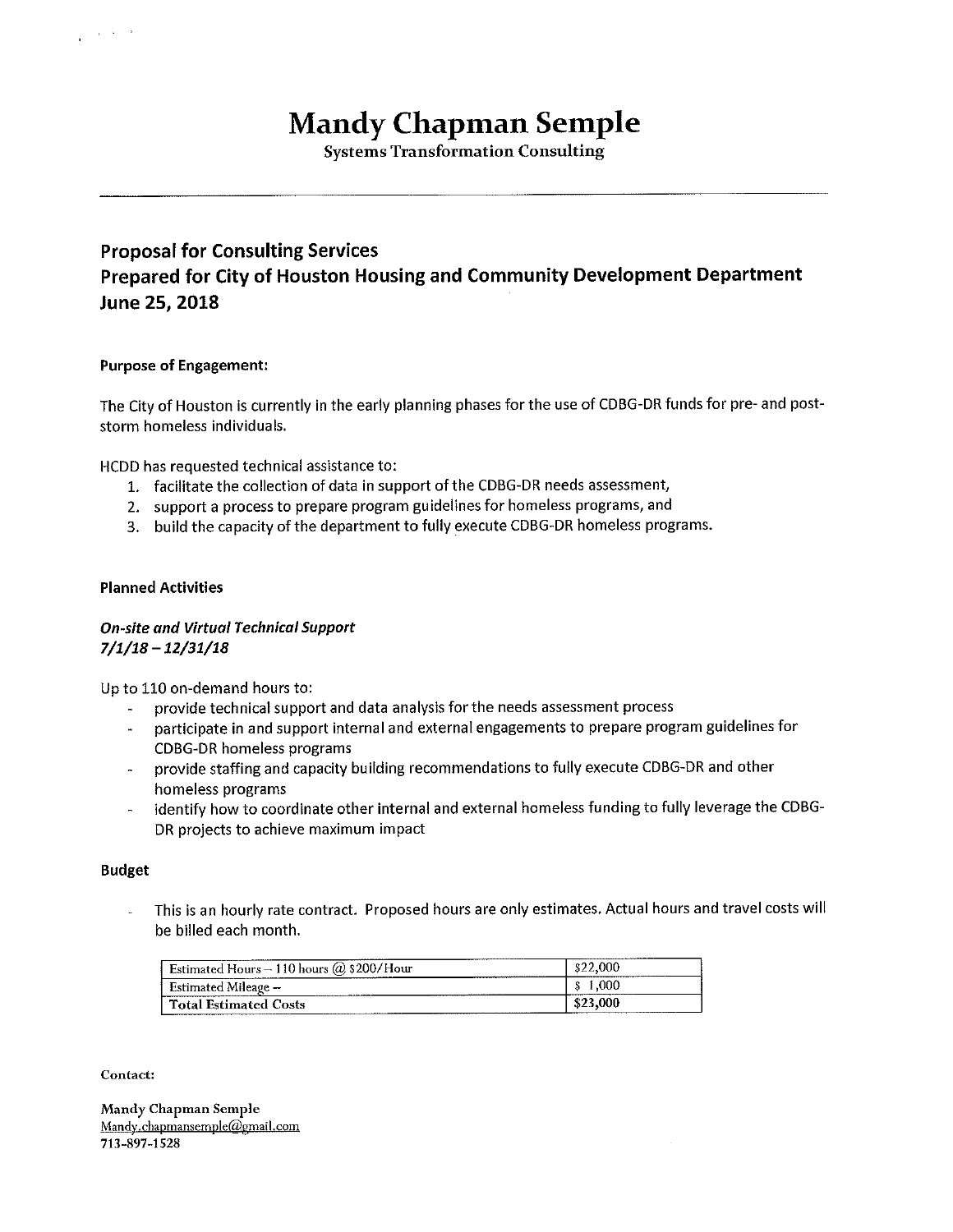# Mandy Chapman Semple

Systems Transformation Consulting

---

## Proposal for Consulting Services
## Prepared for City of Houston Housing and Community Development Department
## June 25, 2018

**Purpose of Engagement:**

The City of Houston is currently in the early planning phases for the use of CDBG-DR funds for pre- and post-storm homeless individuals.

HCDD has requested technical assistance to:

1. facilitate the collection of data in support of the CDBG-DR needs assessment,
2. support a process to prepare program guidelines for homeless programs, and
3. build the capacity of the department to fully execute CDBG-DR homeless programs.

**Planned Activities**

***On-site and Virtual Technical Support***
***7/1/18 – 12/31/18***

Up to 110 on-demand hours to:

- provide technical support and data analysis for the needs assessment process
- participate in and support internal and external engagements to prepare program guidelines for CDBG-DR homeless programs
- provide staffing and capacity building recommendations to fully execute CDBG-DR and other homeless programs
- identify how to coordinate other internal and external homeless funding to fully leverage the CDBG-DR projects to achieve maximum impact

**Budget**

- This is an hourly rate contract. Proposed hours are only estimates. Actual hours and travel costs will be billed each month.

| | |
|---|---|
| Estimated Hours – 110 hours @ $200/Hour | $22,000 |
| Estimated Mileage – | $ 1,000 |
| **Total Estimated Costs** | $23,000 |

**Contact:**

Mandy Chapman Semple
Mandy.chapmansemple@gmail.com
713-897-1528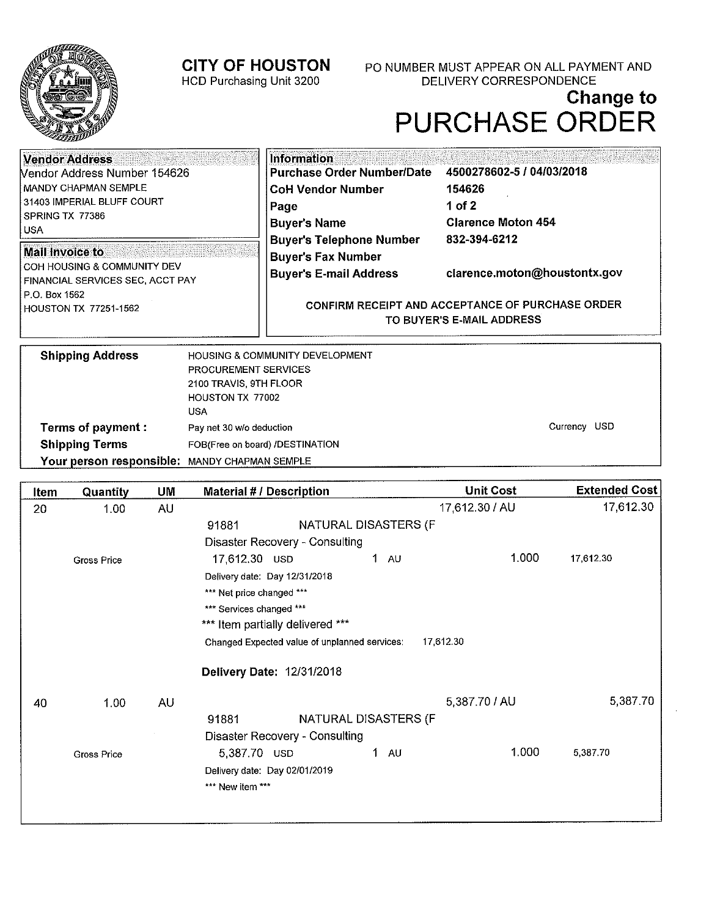# CITY OF HOUSTON

HCD Purchasing Unit 3200

PO NUMBER MUST APPEAR ON ALL PAYMENT AND DELIVERY CORRESPONDENCE

## Change to PURCHASE ORDER

**Vendor Address**

Vendor Address Number 154626
MANDY CHAPMAN SEMPLE
31403 IMPERIAL BLUFF COURT
SPRING TX 77386
USA

**Mail Invoice to**

COH HOUSING & COMMUNITY DEV
FINANCIAL SERVICES SEC, ACCT PAY
P.O. Box 1562
HOUSTON TX 77251-1562

**Information**

| | |
|---|---|
| **Purchase Order Number/Date** | **4500278602-5 / 04/03/2018** |
| **CoH Vendor Number** | **154626** |
| **Page** | **1 of 2** |
| **Buyer's Name** | **Clarence Moton 454** |
| **Buyer's Telephone Number** | **832-394-6212** |
| **Buyer's Fax Number** | |
| **Buyer's E-mail Address** | **clarence.moton@houstontx.gov** |

**CONFIRM RECEIPT AND ACCEPTANCE OF PURCHASE ORDER TO BUYER'S E-MAIL ADDRESS**

**Shipping Address**
HOUSING & COMMUNITY DEVELOPMENT
PROCUREMENT SERVICES
2100 TRAVIS, 9TH FLOOR
HOUSTON TX 77002
USA

**Terms of payment :** Pay net 30 w/o deduction — Currency USD

**Shipping Terms** FOB(Free on board) /DESTINATION

**Your person responsible:** MANDY CHAPMAN SEMPLE

| Item | Quantity | UM | Material # / Description | Unit Cost | Extended Cost |
|---|---|---|---|---|---|
| 20 | 1.00 | AU | | 17,612.30 / AU | 17,612.30 |
| | | | 91881 NATURAL DISASTERS (F | | |
| | | | Disaster Recovery - Consulting | | |
| | Gross Price | | 17,612.30 USD 1 AU | 1.000 | 17,612.30 |
| | | | Delivery date: Day 12/31/2018 | | |
| | | | *** Net price changed *** | | |
| | | | *** Services changed *** | | |
| | | | *** Item partially delivered *** | | |
| | | | Changed Expected value of unplanned services: 17,612.30 | | |
| | | | **Delivery Date:** 12/31/2018 | | |
| 40 | 1.00 | AU | | 5,387.70 / AU | 5,387.70 |
| | | | 91881 NATURAL DISASTERS (F | | |
| | | | Disaster Recovery - Consulting | | |
| | Gross Price | | 5,387.70 USD 1 AU | 1.000 | 5,387.70 |
| | | | Delivery date: Day 02/01/2019 | | |
| | | | *** New item *** | | |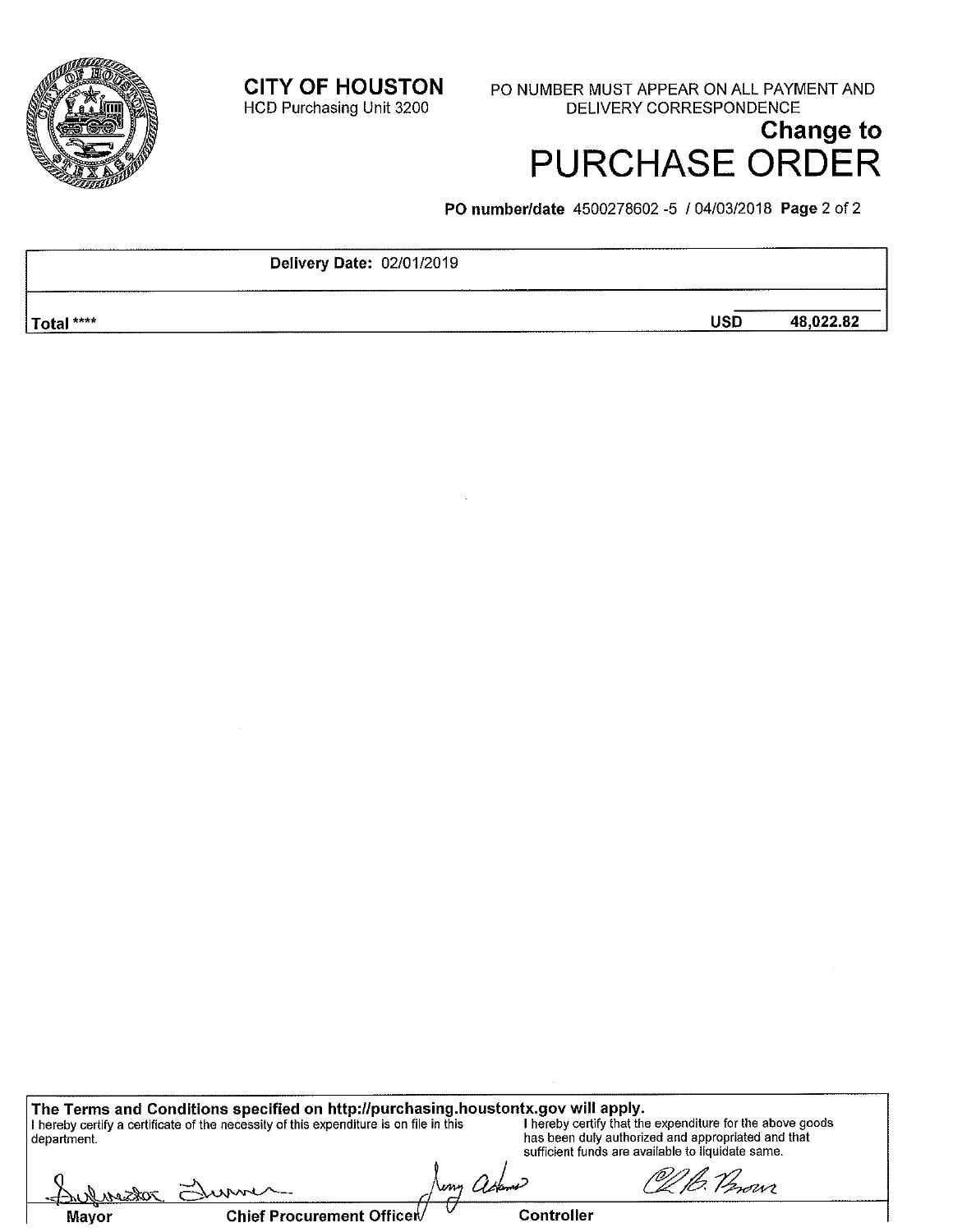**CITY OF HOUSTON**
HCD Purchasing Unit 3200

PO NUMBER MUST APPEAR ON ALL PAYMENT AND DELIVERY CORRESPONDENCE

# Change to PURCHASE ORDER

**PO number/date** 4500278602 -5 / 04/03/2018

| | | |
|---|---|---|
| **Delivery Date:** 02/01/2019 | | |
| **Total** **** | **USD** | **48,022.82** |

**The Terms and Conditions specified on http://purchasing.houstontx.gov will apply.**

I hereby certify a certificate of the necessity of this expenditure is on file in this department.

I hereby certify that the expenditure for the above goods has been duly authorized and appropriated and that sufficient funds are available to liquidate same.

**Mayor** | **Chief Procurement Officer** | **Controller**